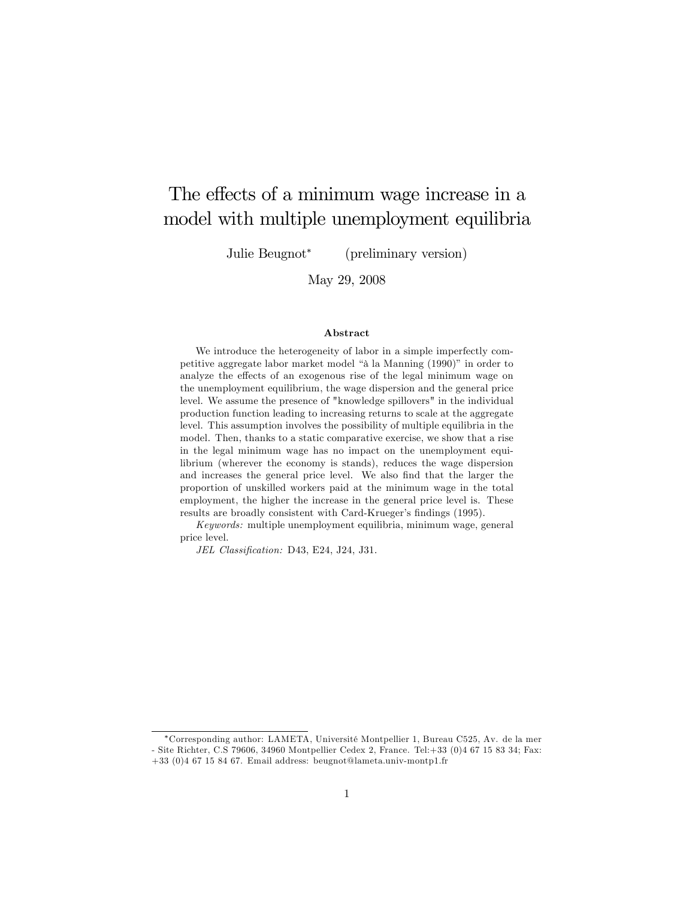# The effects of a minimum wage increase in a model with multiple unemployment equilibria

Julie Beugnot[*] (preliminary version)

May 29, 2008

### Abstract

We introduce the heterogeneity of labor in a simple imperfectly competitive aggregate labor market model "à la Manning (1990)" in order to analyze the effects of an exogenous rise of the legal minimum wage on the unemployment equilibrium, the wage dispersion and the general price level. We assume the presence of "knowledge spillovers" in the individual production function leading to increasing returns to scale at the aggregate level. This assumption involves the possibility of multiple equilibria in the model. Then, thanks to a static comparative exercise, we show that a rise in the legal minimum wage has no impact on the unemployment equilibrium (wherever the economy is stands), reduces the wage dispersion and increases the general price level. We also find that the larger the proportion of unskilled workers paid at the minimum wage in the total employment, the higher the increase in the general price level is. These results are broadly consistent with Card-Krueger's findings (1995).

*Keywords:* multiple unemployment equilibria, minimum wage, general price level.

*JEL Classification:* D43, E24, J24, J31.

[*] Corresponding author: LAMETA, Université Montpellier 1, Bureau C525, Av. de la mer - Site Richter, C.S 79606, 34960 Montpellier Cedex 2, France. Tel:+33 (0)4 67 15 83 34; Fax: +33 (0)4 67 15 84 67. Email address: beugnot@lameta.univ-montp1.fr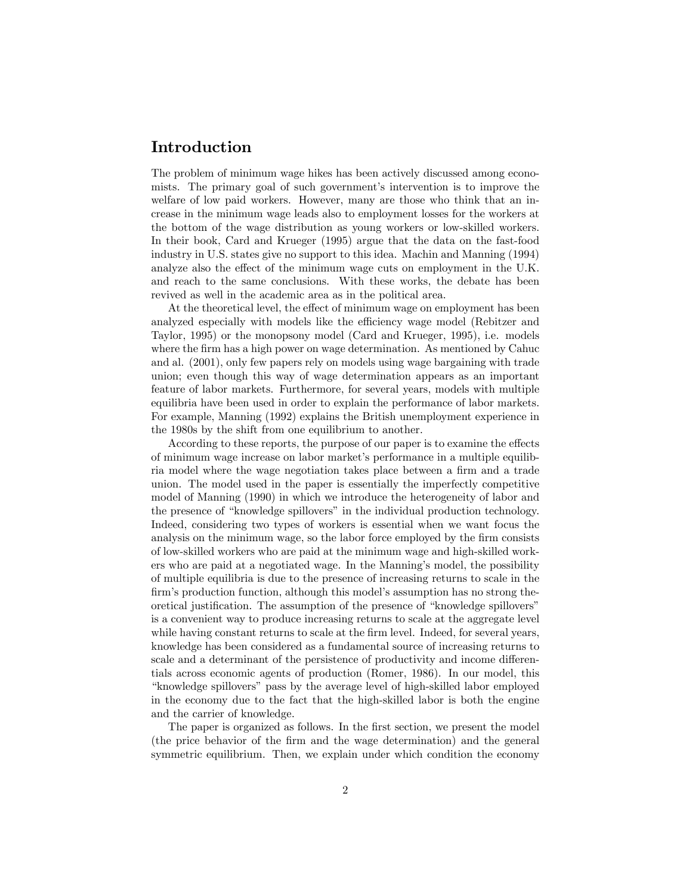## Introduction

The problem of minimum wage hikes has been actively discussed among economists. The primary goal of such government's intervention is to improve the welfare of low paid workers. However, many are those who think that an increase in the minimum wage leads also to employment losses for the workers at the bottom of the wage distribution as young workers or low-skilled workers. In their book, Card and Krueger (1995) argue that the data on the fast-food industry in U.S. states give no support to this idea. Machin and Manning (1994) analyze also the effect of the minimum wage cuts on employment in the U.K. and reach to the same conclusions. With these works, the debate has been revived as well in the academic area as in the political area.

At the theoretical level, the effect of minimum wage on employment has been analyzed especially with models like the efficiency wage model (Rebitzer and Taylor, 1995) or the monopsony model (Card and Krueger, 1995), i.e. models where the firm has a high power on wage determination. As mentioned by Cahuc and al. (2001), only few papers rely on models using wage bargaining with trade union; even though this way of wage determination appears as an important feature of labor markets. Furthermore, for several years, models with multiple equilibria have been used in order to explain the performance of labor markets. For example, Manning (1992) explains the British unemployment experience in the 1980s by the shift from one equilibrium to another.

According to these reports, the purpose of our paper is to examine the effects of minimum wage increase on labor market's performance in a multiple equilibria model where the wage negotiation takes place between a firm and a trade union. The model used in the paper is essentially the imperfectly competitive model of Manning (1990) in which we introduce the heterogeneity of labor and the presence of "knowledge spillovers" in the individual production technology. Indeed, considering two types of workers is essential when we want focus the analysis on the minimum wage, so the labor force employed by the firm consists of low-skilled workers who are paid at the minimum wage and high-skilled workers who are paid at a negotiated wage. In the Manning's model, the possibility of multiple equilibria is due to the presence of increasing returns to scale in the firm's production function, although this model's assumption has no strong theoretical justification. The assumption of the presence of "knowledge spillovers" is a convenient way to produce increasing returns to scale at the aggregate level while having constant returns to scale at the firm level. Indeed, for several years, knowledge has been considered as a fundamental source of increasing returns to scale and a determinant of the persistence of productivity and income differentials across economic agents of production (Romer, 1986). In our model, this "knowledge spillovers" pass by the average level of high-skilled labor employed in the economy due to the fact that the high-skilled labor is both the engine and the carrier of knowledge.

The paper is organized as follows. In the first section, we present the model (the price behavior of the firm and the wage determination) and the general symmetric equilibrium. Then, we explain under which condition the economy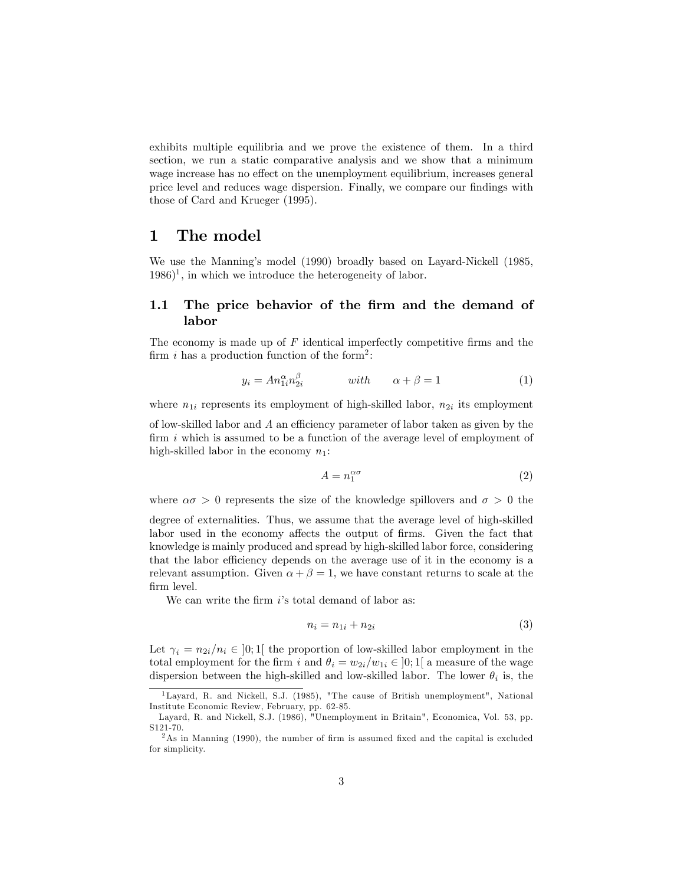exhibits multiple equilibria and we prove the existence of them. In a third section, we run a static comparative analysis and we show that a minimum wage increase has no effect on the unemployment equilibrium, increases general price level and reduces wage dispersion. Finally, we compare our findings with those of Card and Krueger (1995).

# 1 The model

We use the Manning's model (1990) broadly based on Layard-Nickell (1985, 1986)[1], in which we introduce the heterogeneity of labor.

## 1.1 The price behavior of the firm and the demand of labor

The economy is made up of $F$ identical imperfectly competitive firms and the firm $i$ has a production function of the form[2]:

$$y_i = A n_{1i}^{\alpha} n_{2i}^{\beta} \qquad with \qquad \alpha + \beta = 1 \tag{1}$$

where $n_{1i}$ represents its employment of high-skilled labor, $n_{2i}$ its employment of low-skilled labor and $A$ an efficiency parameter of labor taken as given by the firm $i$ which is assumed to be a function of the average level of employment of high-skilled labor in the economy $n_1$:

$$A = n_1^{\alpha\sigma} \tag{2}$$

where $\alpha\sigma > 0$ represents the size of the knowledge spillovers and $\sigma > 0$ the degree of externalities. Thus, we assume that the average level of high-skilled labor used in the economy affects the output of firms. Given the fact that knowledge is mainly produced and spread by high-skilled labor force, considering that the labor efficiency depends on the average use of it in the economy is a relevant assumption. Given $\alpha + \beta = 1$, we have constant returns to scale at the firm level.

We can write the firm $i$'s total demand of labor as:

$$n_i = n_{1i} + n_{2i} \tag{3}$$

Let $\gamma_i = n_{2i}/n_i \in ]0;1[$ the proportion of low-skilled labor employment in the total employment for the firm $i$ and $\theta_i = w_{2i}/w_{1i} \in ]0;1[$ a measure of the wage dispersion between the high-skilled and low-skilled labor. The lower $\theta_i$ is, the

[1] Layard, R. and Nickell, S.J. (1985), "The cause of British unemployment", National Institute Economic Review, February, pp. 62-85.

Layard, R. and Nickell, S.J. (1986), "Unemployment in Britain", Economica, Vol. 53, pp. S121-70.

[2] As in Manning (1990), the number of firm is assumed fixed and the capital is excluded for simplicity.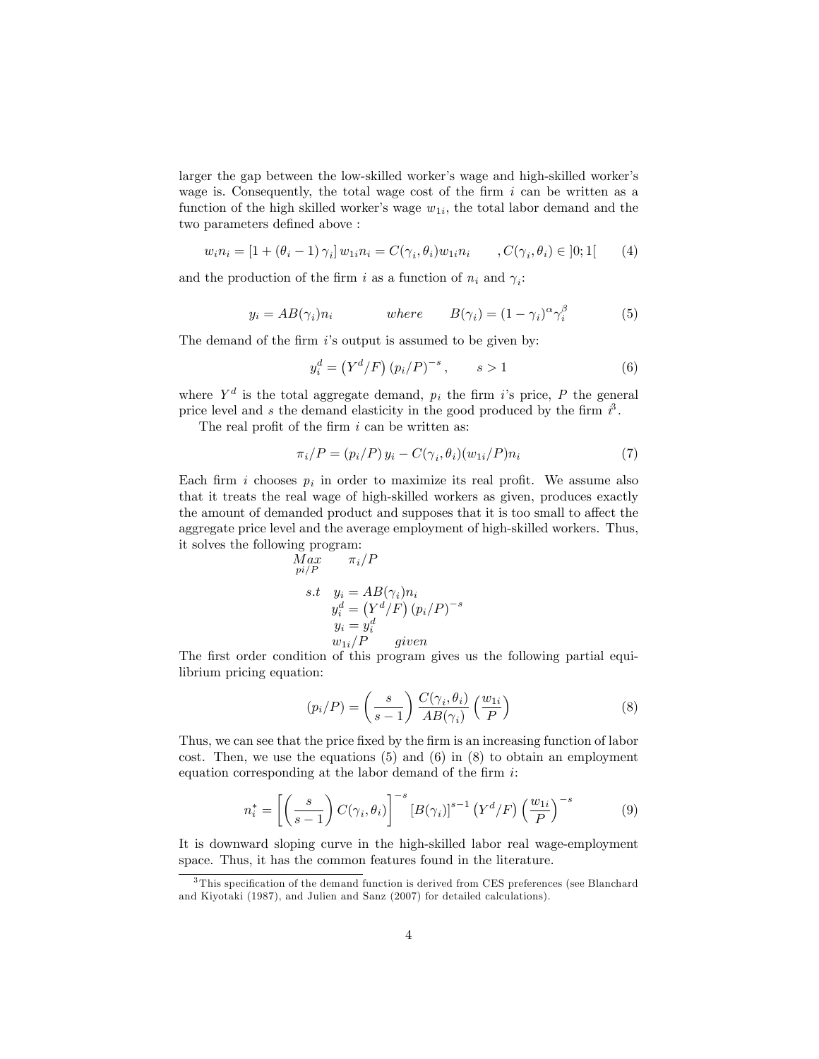larger the gap between the low-skilled worker's wage and high-skilled worker's wage is. Consequently, the total wage cost of the firm $i$ can be written as a function of the high skilled worker's wage $w_{1i}$, the total labor demand and the two parameters defined above :

$$w_i n_i = [1 + (\theta_i - 1)\gamma_i] w_{1i} n_i = C(\gamma_i, \theta_i) w_{1i} n_i \qquad , C(\gamma_i, \theta_i) \in ]0;1[ \tag{4}$$

and the production of the firm $i$ as a function of $n_i$ and $\gamma_i$:

$$y_i = AB(\gamma_i) n_i \qquad \textit{where} \qquad B(\gamma_i) = (1-\gamma_i)^{\alpha} \gamma_i^{\beta} \tag{5}$$

The demand of the firm $i$'s output is assumed to be given by:

$$y_i^d = \left(Y^d / F\right) \left(p_i / P\right)^{-s}, \qquad s > 1 \tag{6}$$

where $Y^d$ is the total aggregate demand, $p_i$ the firm $i$'s price, $P$ the general price level and $s$ the demand elasticity in the good produced by the firm $i$[3].

The real profit of the firm $i$ can be written as:

$$\pi_i / P = \left(p_i / P\right) y_i - C(\gamma_i, \theta_i)(w_{1i}/P) n_i \tag{7}$$

Each firm $i$ chooses $p_i$ in order to maximize its real profit. We assume also that it treats the real wage of high-skilled workers as given, produces exactly the amount of demanded product and supposes that it is too small to affect the aggregate price level and the average employment of high-skilled workers. Thus, it solves the following program:

$$\begin{aligned}
&\underset{pi/P}{Max} \qquad \pi_i / P \\
&s.t \quad y_i = AB(\gamma_i) n_i \\
&\qquad y_i^d = \left(Y^d / F\right)\left(p_i / P\right)^{-s} \\
&\qquad y_i = y_i^d \\
&\qquad w_{1i}/P \qquad given
\end{aligned}$$

The first order condition of this program gives us the following partial equilibrium pricing equation:

$$(p_i / P) = \left(\frac{s}{s-1}\right) \frac{C(\gamma_i, \theta_i)}{AB(\gamma_i)} \left(\frac{w_{1i}}{P}\right) \tag{8}$$

Thus, we can see that the price fixed by the firm is an increasing function of labor cost. Then, we use the equations (5) and (6) in (8) to obtain an employment equation corresponding at the labor demand of the firm $i$:

$$n_i^* = \left[\left(\frac{s}{s-1}\right) C(\gamma_i, \theta_i)\right]^{-s} \left[B(\gamma_i)\right]^{s-1} \left(Y^d / F\right) \left(\frac{w_{1i}}{P}\right)^{-s} \tag{9}$$

It is downward sloping curve in the high-skilled labor real wage-employment space. Thus, it has the common features found in the literature.

[3] This specification of the demand function is derived from CES preferences (see Blanchard and Kiyotaki (1987), and Julien and Sanz (2007) for detailed calculations).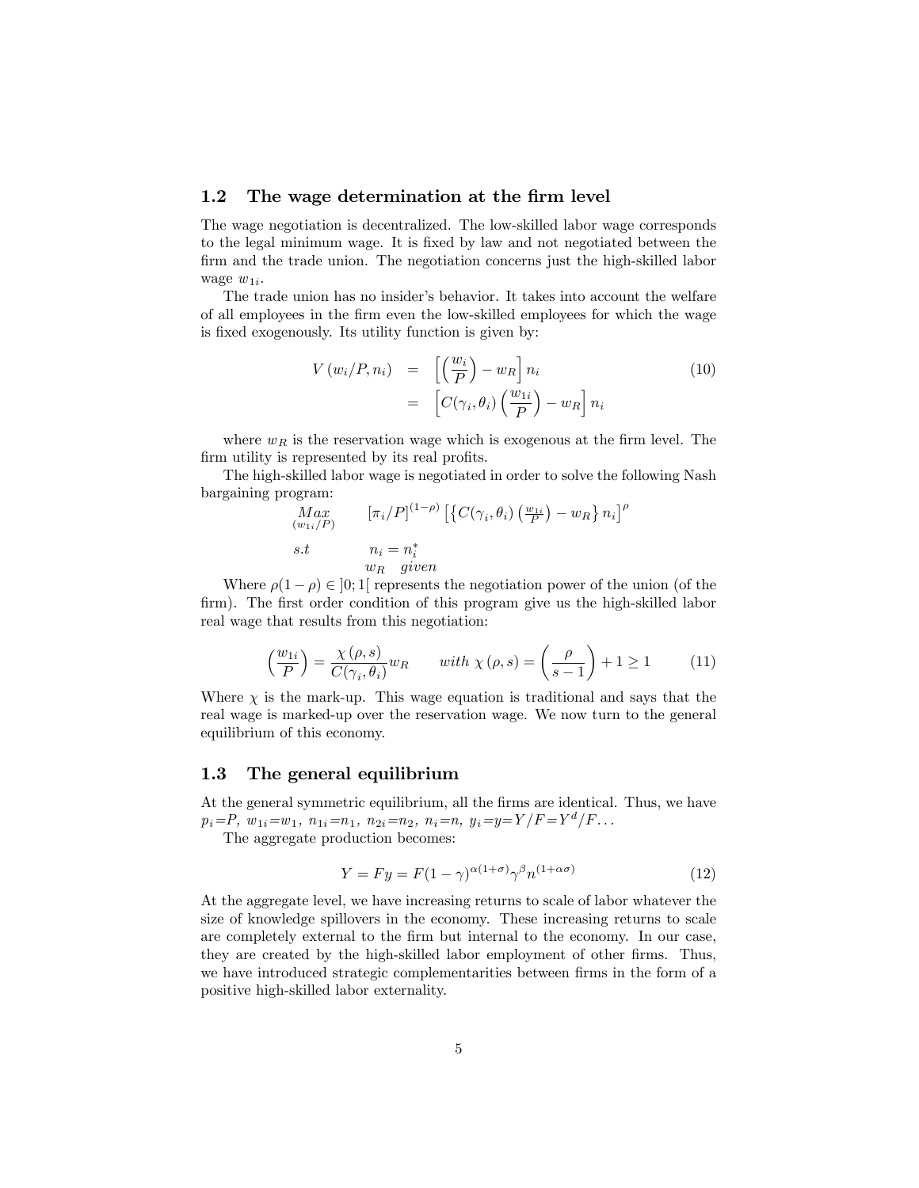### 1.2 The wage determination at the firm level

The wage negotiation is decentralized. The low-skilled labor wage corresponds to the legal minimum wage. It is fixed by law and not negotiated between the firm and the trade union. The negotiation concerns just the high-skilled labor wage $w_{1i}$.

The trade union has no insider's behavior. It takes into account the welfare of all employees in the firm even the low-skilled employees for which the wage is fixed exogenously. Its utility function is given by:

$$\begin{aligned} V\left(w_i/P, n_i\right) &= \left[\left(\frac{w_i}{P}\right) - w_R\right] n_i \\ &= \left[C(\gamma_i, \theta_i)\left(\frac{w_{1i}}{P}\right) - w_R\right] n_i \end{aligned} \tag{10}$$

where $w_R$ is the reservation wage which is exogenous at the firm level. The firm utility is represented by its real profits.

The high-skilled labor wage is negotiated in order to solve the following Nash bargaining program:

$$\begin{aligned} &\underset{(w_{1i}/P)}{Max} \quad && [\pi_i/P]^{(1-\rho)} \left[\left\{C(\gamma_i, \theta_i)\left(\tfrac{w_{1i}}{P}\right) - w_R\right\} n_i\right]^{\rho} \\ &s.t && n_i = n_i^* \\ & && w_R \quad given \end{aligned}$$

Where $\rho(1-\rho) \in ]0;1[$ represents the negotiation power of the union (of the firm). The first order condition of this program give us the high-skilled labor real wage that results from this negotiation:

$$\left(\frac{w_{1i}}{P}\right) = \frac{\chi\left(\rho, s\right)}{C(\gamma_i, \theta_i)} w_R \qquad with\ \chi\left(\rho, s\right) = \left(\frac{\rho}{s-1}\right) + 1 \geq 1 \tag{11}$$

Where $\chi$ is the mark-up. This wage equation is traditional and says that the real wage is marked-up over the reservation wage. We now turn to the general equilibrium of this economy.

### 1.3 The general equilibrium

At the general symmetric equilibrium, all the firms are identical. Thus, we have $p_i=P$, $w_{1i}=w_1$, $n_{1i}=n_1$, $n_{2i}=n_2$, $n_i=n$, $y_i=y=Y/F=Y^d/F\ldots$

The aggregate production becomes:

$$Y = Fy = F(1-\gamma)^{\alpha(1+\sigma)}\gamma^{\beta} n^{(1+\alpha\sigma)} \tag{12}$$

At the aggregate level, we have increasing returns to scale of labor whatever the size of knowledge spillovers in the economy. These increasing returns to scale are completely external to the firm but internal to the economy. In our case, they are created by the high-skilled labor employment of other firms. Thus, we have introduced strategic complementarities between firms in the form of a positive high-skilled labor externality.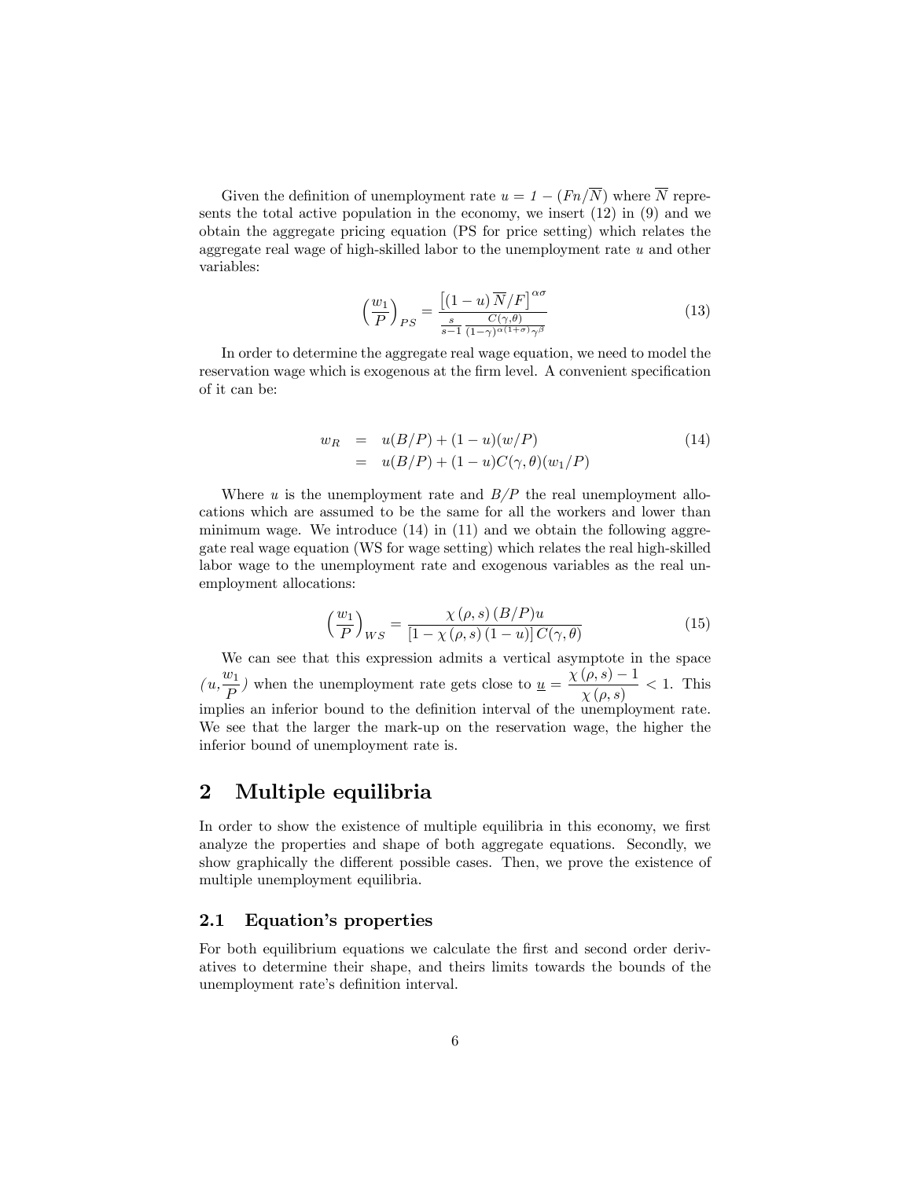Given the definition of unemployment rate $u = 1 - (Fn/\overline{N})$ where $\overline{N}$ represents the total active population in the economy, we insert (12) in (9) and we obtain the aggregate pricing equation (PS for price setting) which relates the aggregate real wage of high-skilled labor to the unemployment rate $u$ and other variables:

$$\left(\frac{w_1}{P}\right)_{PS} = \frac{\left[(1-u)\,\overline{N}/F\right]^{\alpha\sigma}}{\frac{s}{s-1}\,\frac{C(\gamma,\theta)}{(1-\gamma)^{\alpha(1+\sigma)}\gamma^{\beta}}} \tag{13}$$

In order to determine the aggregate real wage equation, we need to model the reservation wage which is exogenous at the firm level. A convenient specification of it can be:

$$\begin{aligned} w_R &= u(B/P) + (1-u)(w/P) \\ &= u(B/P) + (1-u)C(\gamma,\theta)(w_1/P) \end{aligned} \tag{14}$$

Where $u$ is the unemployment rate and $B/P$ the real unemployment allocations which are assumed to be the same for all the workers and lower than minimum wage. We introduce (14) in (11) and we obtain the following aggregate real wage equation (WS for wage setting) which relates the real high-skilled labor wage to the unemployment rate and exogenous variables as the real unemployment allocations:

$$\left(\frac{w_1}{P}\right)_{WS} = \frac{\chi(\rho,s)\,(B/P)u}{\left[1-\chi(\rho,s)\,(1-u)\right]C(\gamma,\theta)} \tag{15}$$

We can see that this expression admits a vertical asymptote in the space $(u, \frac{w_1}{P})$ when the unemployment rate gets close to $\underline{u} = \dfrac{\chi(\rho,s)-1}{\chi(\rho,s)} < 1$. This implies an inferior bound to the definition interval of the unemployment rate. We see that the larger the mark-up on the reservation wage, the higher the inferior bound of unemployment rate is.

## 2 Multiple equilibria

In order to show the existence of multiple equilibria in this economy, we first analyze the properties and shape of both aggregate equations. Secondly, we show graphically the different possible cases. Then, we prove the existence of multiple unemployment equilibria.

### 2.1 Equation's properties

For both equilibrium equations we calculate the first and second order derivatives to determine their shape, and theirs limits towards the bounds of the unemployment rate's definition interval.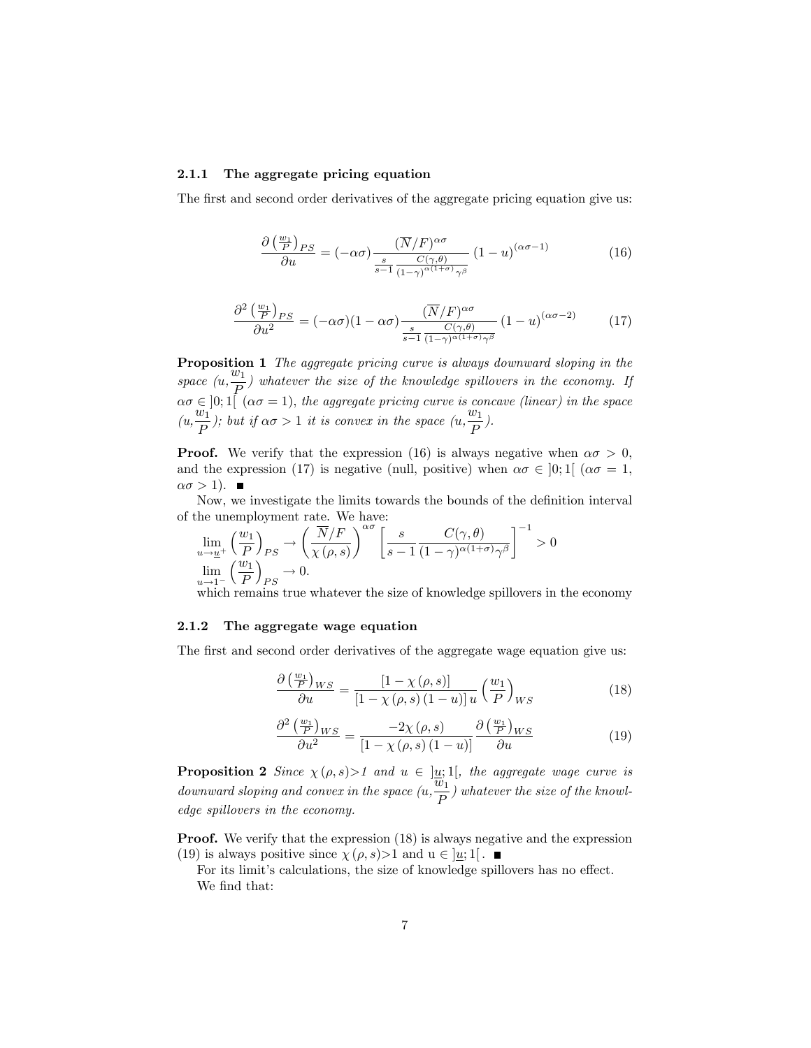### 2.1.1 The aggregate pricing equation

The first and second order derivatives of the aggregate pricing equation give us:

$$\frac{\partial\left(\frac{w_1}{P}\right)_{PS}}{\partial u} = (-\alpha\sigma)\frac{(\overline{N}/F)^{\alpha\sigma}}{\frac{s}{s-1}\frac{C(\gamma,\theta)}{(1-\gamma)^{\alpha(1+\sigma)}\gamma^{\beta}}}(1-u)^{(\alpha\sigma-1)} \tag{16}$$

$$\frac{\partial^2\left(\frac{w_1}{P}\right)_{PS}}{\partial u^2} = (-\alpha\sigma)(1-\alpha\sigma)\frac{(\overline{N}/F)^{\alpha\sigma}}{\frac{s}{s-1}\frac{C(\gamma,\theta)}{(1-\gamma)^{\alpha(1+\sigma)}\gamma^{\beta}}}(1-u)^{(\alpha\sigma-2)} \tag{17}$$

**Proposition 1** *The aggregate pricing curve is always downward sloping in the space $(u, \dfrac{w_1}{P})$ whatever the size of the knowledge spillovers in the economy. If $\alpha\sigma \in ]0;1[$ ($\alpha\sigma = 1$), the aggregate pricing curve is concave (linear) in the space $(u, \dfrac{w_1}{P})$; but if $\alpha\sigma > 1$ it is convex in the space $(u, \dfrac{w_1}{P})$.*

**Proof.** We verify that the expression (16) is always negative when $\alpha\sigma > 0$, and the expression (17) is negative (null, positive) when $\alpha\sigma \in ]0;1[$ ($\alpha\sigma = 1$, $\alpha\sigma > 1$). ■

Now, we investigate the limits towards the bounds of the definition interval of the unemployment rate. We have:

$$\lim_{u\to\underline{u}^+}\left(\frac{w_1}{P}\right)_{PS} \to \left(\frac{\overline{N}/F}{\chi(\rho,s)}\right)^{\alpha\sigma}\left[\frac{s}{s-1}\frac{C(\gamma,\theta)}{(1-\gamma)^{\alpha(1+\sigma)}\gamma^{\beta}}\right]^{-1} > 0$$
$$\lim_{u\to 1^-}\left(\frac{w_1}{P}\right)_{PS} \to 0.$$

which remains true whatever the size of knowledge spillovers in the economy

### 2.1.2 The aggregate wage equation

The first and second order derivatives of the aggregate wage equation give us:

$$\frac{\partial\left(\frac{w_1}{P}\right)_{WS}}{\partial u} = \frac{[1-\chi(\rho,s)]}{[1-\chi(\rho,s)(1-u)]\,u}\left(\frac{w_1}{P}\right)_{WS} \tag{18}$$

$$\frac{\partial^2\left(\frac{w_1}{P}\right)_{WS}}{\partial u^2} = \frac{-2\chi(\rho,s)}{[1-\chi(\rho,s)(1-u)]}\frac{\partial\left(\frac{w_1}{P}\right)_{WS}}{\partial u} \tag{19}$$

**Proposition 2** *Since $\chi(\rho,s) > 1$ and $u \in ]\underline{u};1[$, the aggregate wage curve is downward sloping and convex in the space $(u, \dfrac{w_1}{P})$ whatever the size of the knowledge spillovers in the economy.*

**Proof.** We verify that the expression (18) is always negative and the expression (19) is always positive since $\chi(\rho,s) > 1$ and $u \in ]\underline{u};1[$. ■

For its limit's calculations, the size of knowledge spillovers has no effect.

We find that: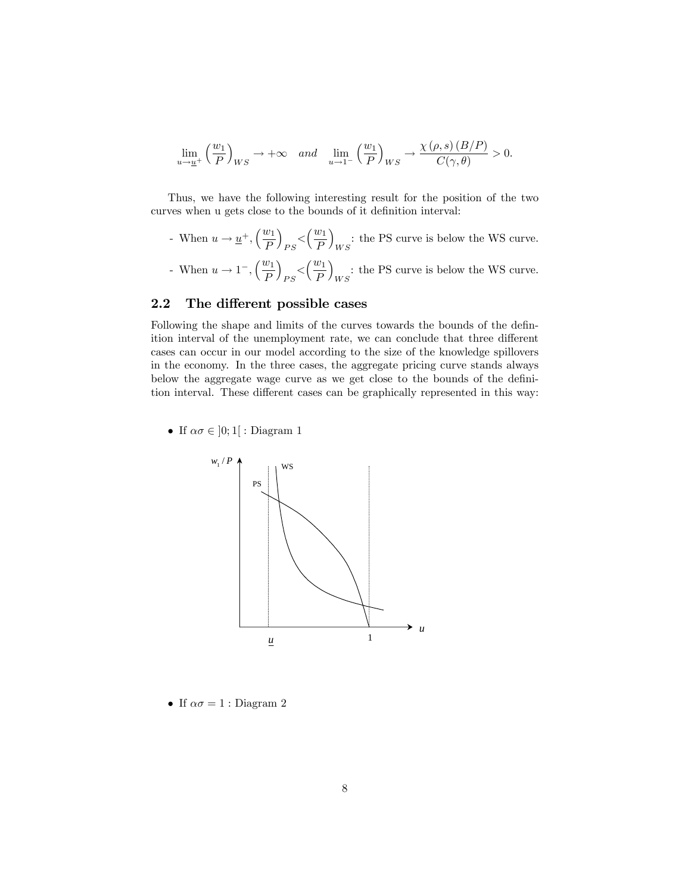$$\lim_{u \to \underline{u}^+} \left(\frac{w_1}{P}\right)_{WS} \to +\infty \quad and \quad \lim_{u \to 1^-} \left(\frac{w_1}{P}\right)_{WS} \to \frac{\chi(\rho, s)(B/P)}{C(\gamma, \theta)} > 0.$$

Thus, we have the following interesting result for the position of the two curves when u gets close to the bounds of it definition interval:

- When $u \to \underline{u}^+$, $\left(\frac{w_1}{P}\right)_{PS} < \left(\frac{w_1}{P}\right)_{WS}$: the PS curve is below the WS curve.
- When $u \to 1^-$, $\left(\frac{w_1}{P}\right)_{PS} < \left(\frac{w_1}{P}\right)_{WS}$: the PS curve is below the WS curve.

## 2.2 The different possible cases

Following the shape and limits of the curves towards the bounds of the definition interval of the unemployment rate, we can conclude that three different cases can occur in our model according to the size of the knowledge spillovers in the economy. In the three cases, the aggregate pricing curve stands always below the aggregate wage curve as we get close to the bounds of the definition interval. These different cases can be graphically represented in this way:

- If $\alpha\sigma \in ]0;1[$ : Diagram 1

- If $\alpha\sigma = 1$ : Diagram 2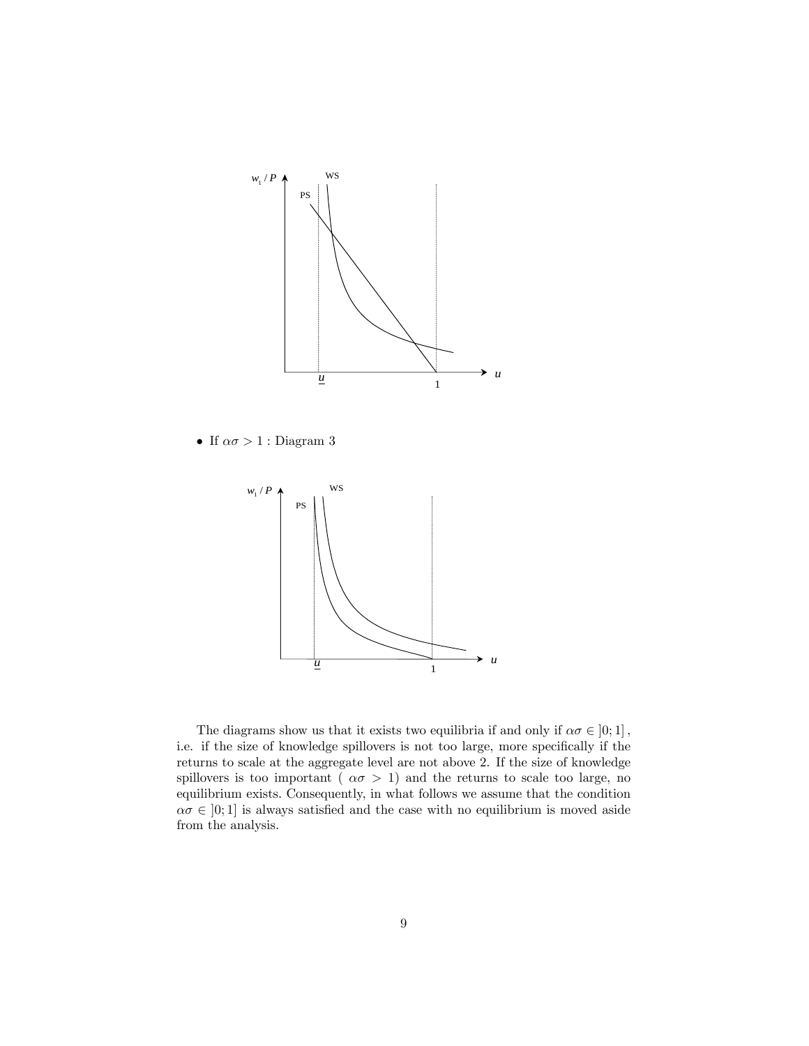- If $\alpha\sigma > 1$ : Diagram 3

The diagrams show us that it exists two equilibria if and only if $\alpha\sigma \in ]0;1]$, i.e. if the size of knowledge spillovers is not too large, more specifically if the returns to scale at the aggregate level are not above 2. If the size of knowledge spillovers is too important ( $\alpha\sigma > 1$) and the returns to scale too large, no equilibrium exists. Consequently, in what follows we assume that the condition $\alpha\sigma \in ]0;1]$ is always satisfied and the case with no equilibrium is moved aside from the analysis.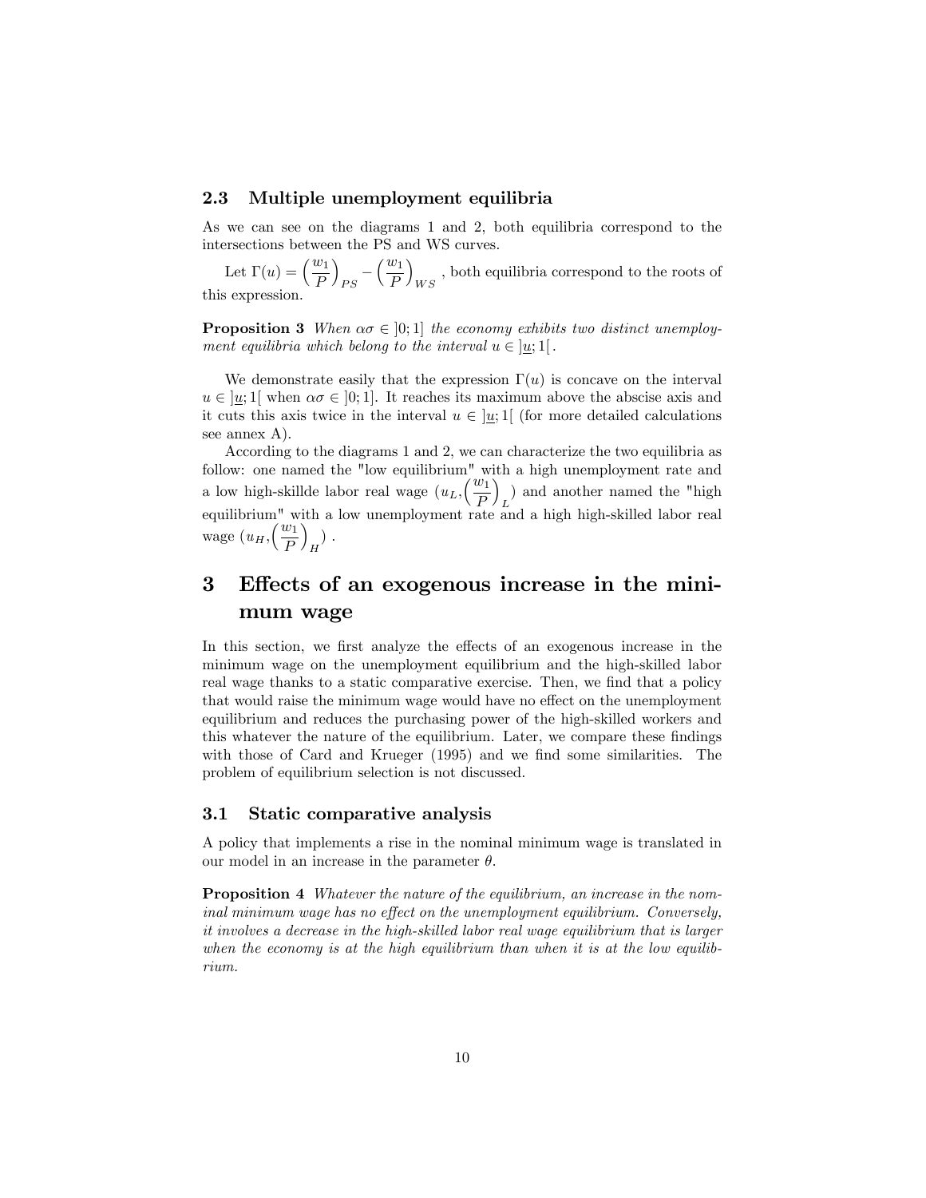### 2.3 Multiple unemployment equilibria

As we can see on the diagrams 1 and 2, both equilibria correspond to the intersections between the PS and WS curves.

Let $\Gamma(u) = \left(\frac{w_1}{P}\right)_{PS} - \left(\frac{w_1}{P}\right)_{WS}$ , both equilibria correspond to the roots of this expression.

**Proposition 3** *When $\alpha\sigma \in \left]0;1\right]$ the economy exhibits two distinct unemployment equilibria which belong to the interval $u \in \left]\underline{u};1\right[$.*

We demonstrate easily that the expression $\Gamma(u)$ is concave on the interval $u \in \left]\underline{u};1\right[$ when $\alpha\sigma \in \left]0;1\right]$. It reaches its maximum above the abscise axis and it cuts this axis twice in the interval $u \in \left]\underline{u};1\right[$ (for more detailed calculations see annex A).

According to the diagrams 1 and 2, we can characterize the two equilibria as follow: one named the "low equilibrium" with a high unemployment rate and a low high-skillde labor real wage $(u_L, \left(\frac{w_1}{P}\right)_L)$ and another named the "high equilibrium" with a low unemployment rate and a high high-skilled labor real wage $(u_H, \left(\frac{w_1}{P}\right)_H)$ .

# 3 Effects of an exogenous increase in the minimum wage

In this section, we first analyze the effects of an exogenous increase in the minimum wage on the unemployment equilibrium and the high-skilled labor real wage thanks to a static comparative exercise. Then, we find that a policy that would raise the minimum wage would have no effect on the unemployment equilibrium and reduces the purchasing power of the high-skilled workers and this whatever the nature of the equilibrium. Later, we compare these findings with those of Card and Krueger (1995) and we find some similarities. The problem of equilibrium selection is not discussed.

### 3.1 Static comparative analysis

A policy that implements a rise in the nominal minimum wage is translated in our model in an increase in the parameter $\theta$.

**Proposition 4** *Whatever the nature of the equilibrium, an increase in the nominal minimum wage has no effect on the unemployment equilibrium. Conversely, it involves a decrease in the high-skilled labor real wage equilibrium that is larger when the economy is at the high equilibrium than when it is at the low equilibrium.*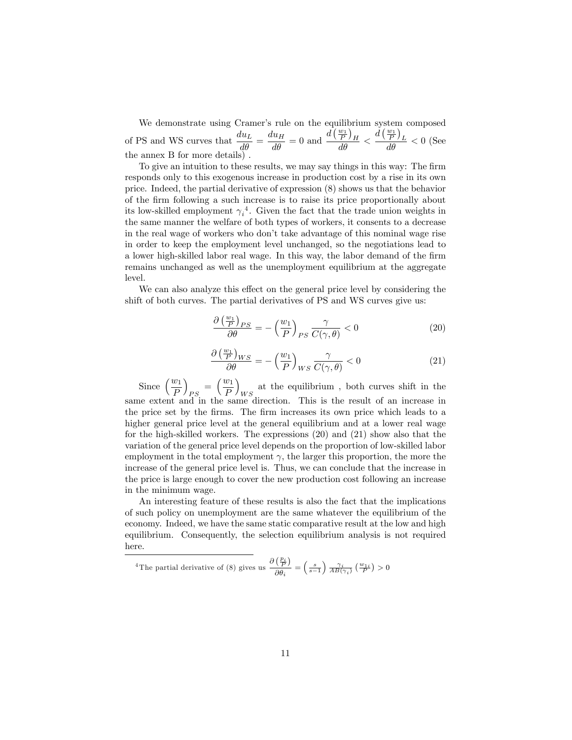We demonstrate using Cramer's rule on the equilibrium system composed of PS and WS curves that $\frac{du_L}{d\theta} = \frac{du_H}{d\theta} = 0$ and $\frac{d\left(\frac{w_1}{P}\right)_H}{d\theta} < \frac{d\left(\frac{w_1}{P}\right)_L}{d\theta} < 0$ (See the annex B for more details) .

To give an intuition to these results, we may say things in this way: The firm responds only to this exogenous increase in production cost by a rise in its own price. Indeed, the partial derivative of expression (8) shows us that the behavior of the firm following a such increase is to raise its price proportionally about its low-skilled employment $\gamma_i$[4]. Given the fact that the trade union weights in the same manner the welfare of both types of workers, it consents to a decrease in the real wage of workers who don't take advantage of this nominal wage rise in order to keep the employment level unchanged, so the negotiations lead to a lower high-skilled labor real wage. In this way, the labor demand of the firm remains unchanged as well as the unemployment equilibrium at the aggregate level.

We can also analyze this effect on the general price level by considering the shift of both curves. The partial derivatives of PS and WS curves give us:

$$\frac{\partial\left(\frac{w_1}{P}\right)_{PS}}{\partial\theta} = -\left(\frac{w_1}{P}\right)_{PS}\frac{\gamma}{C(\gamma,\theta)} < 0 \tag{20}$$

$$\frac{\partial\left(\frac{w_1}{P}\right)_{WS}}{\partial\theta} = -\left(\frac{w_1}{P}\right)_{WS}\frac{\gamma}{C(\gamma,\theta)} < 0 \tag{21}$$

Since $\left(\frac{w_1}{P}\right)_{PS} = \left(\frac{w_1}{P}\right)_{WS}$ at the equilibrium , both curves shift in the same extent and in the same direction. This is the result of an increase in the price set by the firms. The firm increases its own price which leads to a higher general price level at the general equilibrium and at a lower real wage for the high-skilled workers. The expressions (20) and (21) show also that the variation of the general price level depends on the proportion of low-skilled labor employment in the total employment $\gamma$, the larger this proportion, the more the increase of the general price level is. Thus, we can conclude that the increase in the price is large enough to cover the new production cost following an increase in the minimum wage.

An interesting feature of these results is also the fact that the implications of such policy on unemployment are the same whatever the equilibrium of the economy. Indeed, we have the same static comparative result at the low and high equilibrium. Consequently, the selection equilibrium analysis is not required here.

---

[4]The partial derivative of (8) gives us $\frac{\partial\left(\frac{p_i}{P}\right)}{\partial\theta_i} = \left(\frac{s}{s-1}\right)\frac{\gamma_i}{AB(\gamma_i)}\left(\frac{w_{1i}}{P}\right) > 0$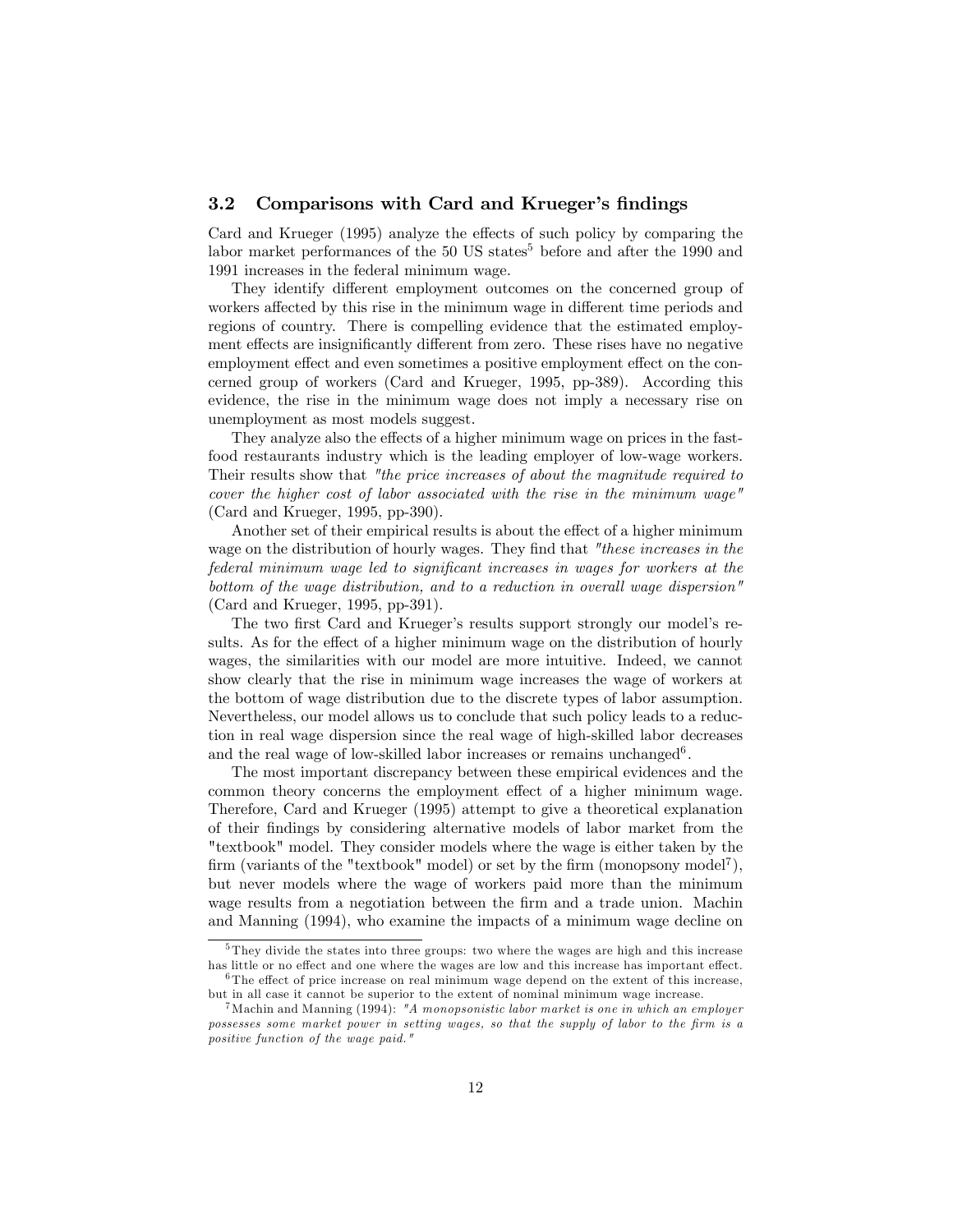### 3.2 Comparisons with Card and Krueger's findings

Card and Krueger (1995) analyze the effects of such policy by comparing the labor market performances of the 50 US states[5] before and after the 1990 and 1991 increases in the federal minimum wage.

They identify different employment outcomes on the concerned group of workers affected by this rise in the minimum wage in different time periods and regions of country. There is compelling evidence that the estimated employment effects are insignificantly different from zero. These rises have no negative employment effect and even sometimes a positive employment effect on the concerned group of workers (Card and Krueger, 1995, pp-389). According this evidence, the rise in the minimum wage does not imply a necessary rise on unemployment as most models suggest.

They analyze also the effects of a higher minimum wage on prices in the fast-food restaurants industry which is the leading employer of low-wage workers. Their results show that *"the price increases of about the magnitude required to cover the higher cost of labor associated with the rise in the minimum wage"* (Card and Krueger, 1995, pp-390).

Another set of their empirical results is about the effect of a higher minimum wage on the distribution of hourly wages. They find that *"these increases in the federal minimum wage led to significant increases in wages for workers at the bottom of the wage distribution, and to a reduction in overall wage dispersion"* (Card and Krueger, 1995, pp-391).

The two first Card and Krueger's results support strongly our model's results. As for the effect of a higher minimum wage on the distribution of hourly wages, the similarities with our model are more intuitive. Indeed, we cannot show clearly that the rise in minimum wage increases the wage of workers at the bottom of wage distribution due to the discrete types of labor assumption. Nevertheless, our model allows us to conclude that such policy leads to a reduction in real wage dispersion since the real wage of high-skilled labor decreases and the real wage of low-skilled labor increases or remains unchanged[6].

The most important discrepancy between these empirical evidences and the common theory concerns the employment effect of a higher minimum wage. Therefore, Card and Krueger (1995) attempt to give a theoretical explanation of their findings by considering alternative models of labor market from the "textbook" model. They consider models where the wage is either taken by the firm (variants of the "textbook" model) or set by the firm (monopsony model[7]), but never models where the wage of workers paid more than the minimum wage results from a negotiation between the firm and a trade union. Machin and Manning (1994), who examine the impacts of a minimum wage decline on

---

[5] They divide the states into three groups: two where the wages are high and this increase has little or no effect and one where the wages are low and this increase has important effect.

[6] The effect of price increase on real minimum wage depend on the extent of this increase, but in all case it cannot be superior to the extent of nominal minimum wage increase.

[7] Machin and Manning (1994): *"A monopsonistic labor market is one in which an employer possesses some market power in setting wages, so that the supply of labor to the firm is a positive function of the wage paid."*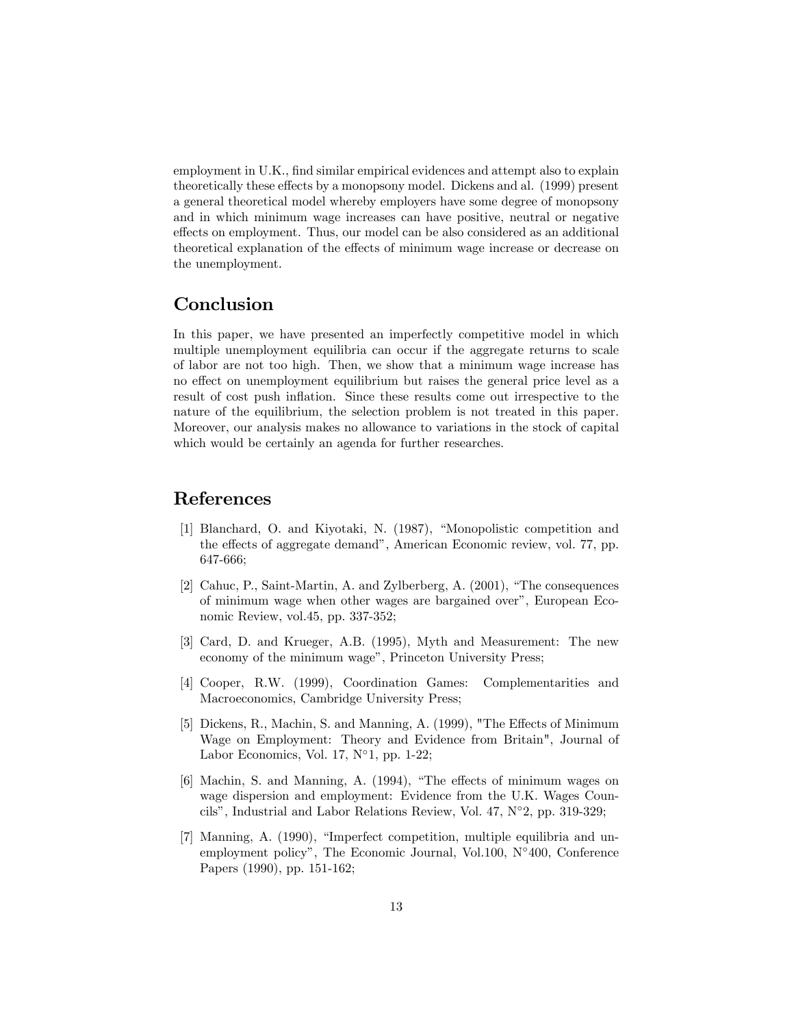employment in U.K., find similar empirical evidences and attempt also to explain theoretically these effects by a monopsony model. Dickens and al. (1999) present a general theoretical model whereby employers have some degree of monopsony and in which minimum wage increases can have positive, neutral or negative effects on employment. Thus, our model can be also considered as an additional theoretical explanation of the effects of minimum wage increase or decrease on the unemployment.

# Conclusion

In this paper, we have presented an imperfectly competitive model in which multiple unemployment equilibria can occur if the aggregate returns to scale of labor are not too high. Then, we show that a minimum wage increase has no effect on unemployment equilibrium but raises the general price level as a result of cost push inflation. Since these results come out irrespective to the nature of the equilibrium, the selection problem is not treated in this paper. Moreover, our analysis makes no allowance to variations in the stock of capital which would be certainly an agenda for further researches.

# References

[1] Blanchard, O. and Kiyotaki, N. (1987), "Monopolistic competition and the effects of aggregate demand", American Economic review, vol. 77, pp. 647-666;

[2] Cahuc, P., Saint-Martin, A. and Zylberberg, A. (2001), "The consequences of minimum wage when other wages are bargained over", European Economic Review, vol.45, pp. 337-352;

[3] Card, D. and Krueger, A.B. (1995), Myth and Measurement: The new economy of the minimum wage", Princeton University Press;

[4] Cooper, R.W. (1999), Coordination Games: Complementarities and Macroeconomics, Cambridge University Press;

[5] Dickens, R., Machin, S. and Manning, A. (1999), "The Effects of Minimum Wage on Employment: Theory and Evidence from Britain", Journal of Labor Economics, Vol. 17, N°1, pp. 1-22;

[6] Machin, S. and Manning, A. (1994), "The effects of minimum wages on wage dispersion and employment: Evidence from the U.K. Wages Councils", Industrial and Labor Relations Review, Vol. 47, N°2, pp. 319-329;

[7] Manning, A. (1990), "Imperfect competition, multiple equilibria and unemployment policy", The Economic Journal, Vol.100, N°400, Conference Papers (1990), pp. 151-162;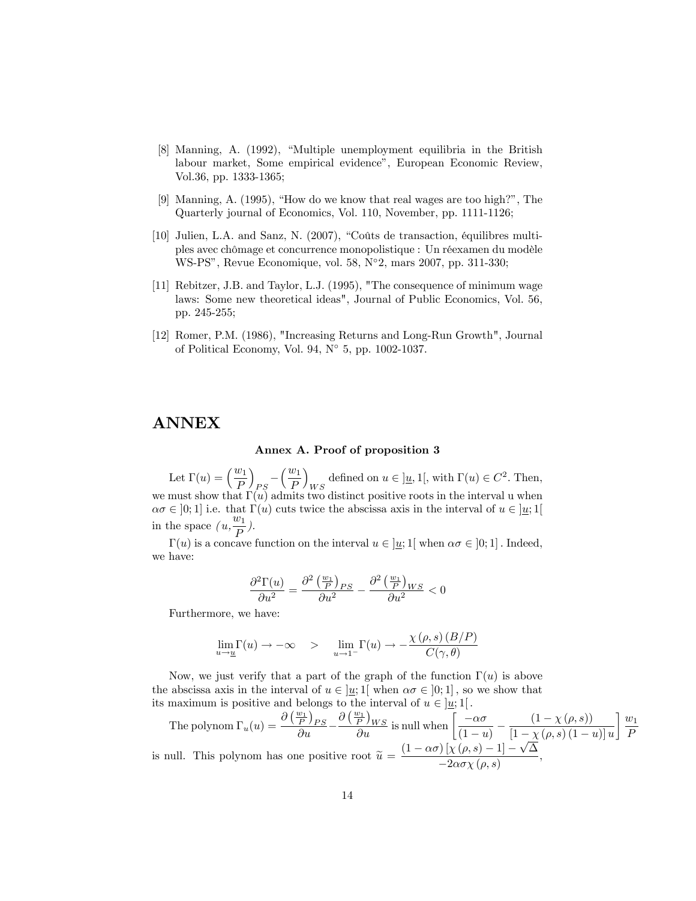[8] Manning, A. (1992), "Multiple unemployment equilibria in the British labour market, Some empirical evidence", European Economic Review, Vol.36, pp. 1333-1365;

[9] Manning, A. (1995), "How do we know that real wages are too high?", The Quarterly journal of Economics, Vol. 110, November, pp. 1111-1126;

[10] Julien, L.A. and Sanz, N. (2007), "Coûts de transaction, équilibres multiples avec chômage et concurrence monopolistique : Un réexamen du modèle WS-PS", Revue Economique, vol. 58, N°2, mars 2007, pp. 311-330;

[11] Rebitzer, J.B. and Taylor, L.J. (1995), "The consequence of minimum wage laws: Some new theoretical ideas", Journal of Public Economics, Vol. 56, pp. 245-255;

[12] Romer, P.M. (1986), "Increasing Returns and Long-Run Growth", Journal of Political Economy, Vol. 94, N° 5, pp. 1002-1037.

# ANNEX

### Annex A. Proof of proposition 3

Let $\Gamma(u) = \left(\frac{w_1}{P}\right)_{PS} - \left(\frac{w_1}{P}\right)_{WS}$ defined on $u \in ]\underline{u}, 1[$, with $\Gamma(u) \in C^2$. Then, we must show that $\Gamma(u)$ admits two distinct positive roots in the interval u when $\alpha\sigma \in ]0; 1]$ i.e. that $\Gamma(u)$ cuts twice the abscissa axis in the interval of $u \in ]\underline{u}; 1[$ in the space $(u, \frac{w_1}{P})$.

$\Gamma(u)$ is a concave function on the interval $u \in ]\underline{u}; 1[$ when $\alpha\sigma \in ]0; 1]$ . Indeed, we have:

$$\frac{\partial^2 \Gamma(u)}{\partial u^2} = \frac{\partial^2 \left(\frac{w_1}{P}\right)_{PS}}{\partial u^2} - \frac{\partial^2 \left(\frac{w_1}{P}\right)_{WS}}{\partial u^2} < 0$$

Furthermore, we have:

$$\lim_{u \to \underline{u}} \Gamma(u) \to -\infty \quad > \quad \lim_{u \to 1^-} \Gamma(u) \to -\frac{\chi(\rho, s)(B/P)}{C(\gamma, \theta)}$$

Now, we just verify that a part of the graph of the function $\Gamma(u)$ is above the abscissa axis in the interval of $u \in ]\underline{u}; 1[$ when $\alpha\sigma \in ]0; 1]$ , so we show that its maximum is positive and belongs to the interval of $u \in ]\underline{u}; 1[$ .

The polynom $\Gamma_u(u) = \frac{\partial \left(\frac{w_1}{P}\right)_{PS}}{\partial u} - \frac{\partial \left(\frac{w_1}{P}\right)_{WS}}{\partial u}$ is null when $\left[\frac{-\alpha\sigma}{(1-u)} - \frac{(1-\chi(\rho, s))}{[1-\chi(\rho, s)(1-u)]\, u}\right] \frac{w_1}{P}$ is null. This polynom has one positive root $\widetilde{u} = \frac{(1-\alpha\sigma)[\chi(\rho, s) - 1] - \sqrt{\Delta}}{-2\alpha\sigma\chi(\rho, s)}$,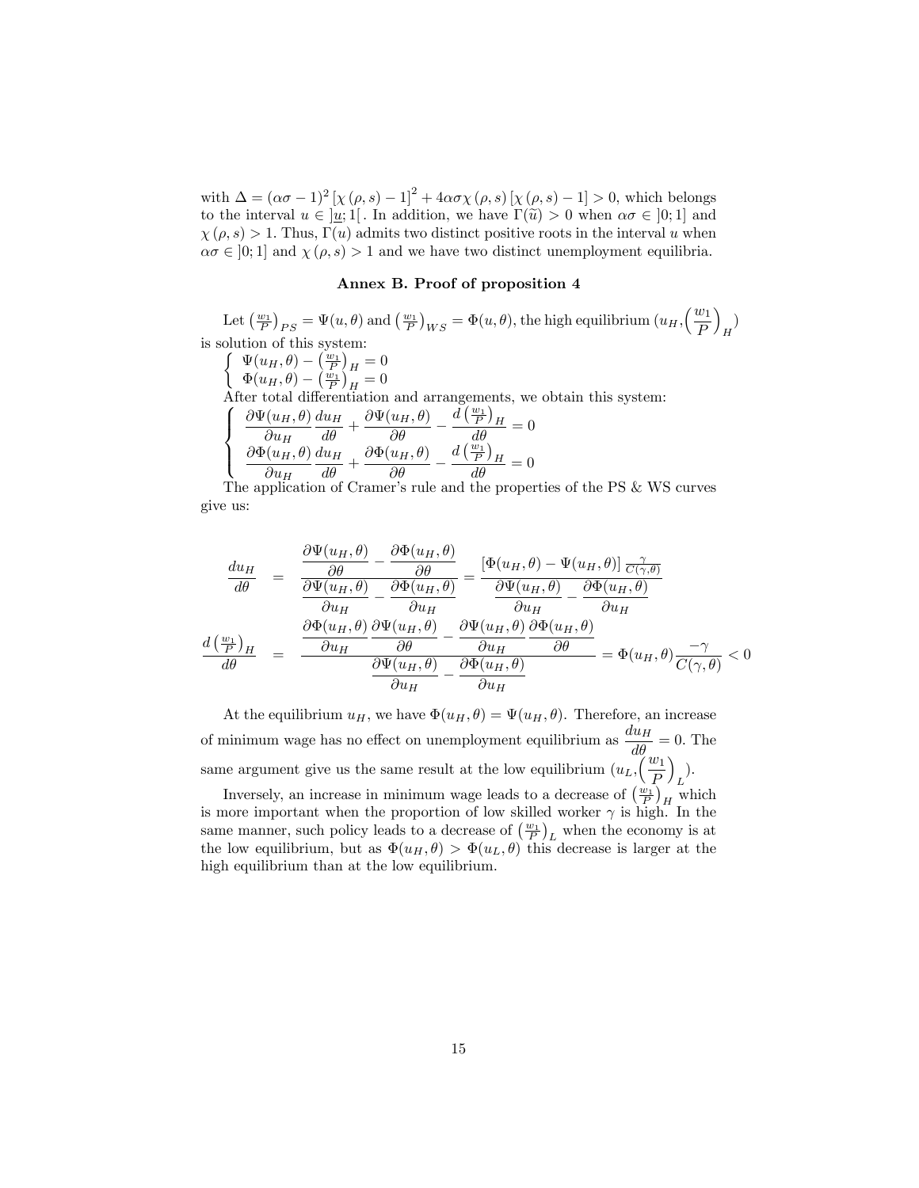with $\Delta = (\alpha\sigma - 1)^2 \left[\chi(\rho, s) - 1\right]^2 + 4\alpha\sigma\chi(\rho, s)\left[\chi(\rho, s) - 1\right] > 0$, which belongs to the interval $u \in \left]\underline{u}; 1\right[$. In addition, we have $\Gamma(\tilde{u}) > 0$ when $\alpha\sigma \in \left]0; 1\right]$ and $\chi(\rho, s) > 1$. Thus, $\Gamma(u)$ admits two distinct positive roots in the interval $u$ when $\alpha\sigma \in \left]0; 1\right]$ and $\chi(\rho, s) > 1$ and we have two distinct unemployment equilibria.

### Annex B. Proof of proposition 4

Let $\left(\frac{w_1}{P}\right)_{PS} = \Psi(u, \theta)$ and $\left(\frac{w_1}{P}\right)_{WS} = \Phi(u, \theta)$, the high equilibrium $(u_H, \left(\frac{w_1}{P}\right)_H)$ is solution of this system:

$$\begin{cases} \Psi(u_H, \theta) - \left(\frac{w_1}{P}\right)_H = 0 \\ \Phi(u_H, \theta) - \left(\frac{w_1}{P}\right)_H = 0 \end{cases}$$

After total differentiation and arrangements, we obtain this system:

$$\begin{cases} \dfrac{\partial\Psi(u_H, \theta)}{\partial u_H}\dfrac{du_H}{d\theta} + \dfrac{\partial\Psi(u_H, \theta)}{\partial\theta} - \dfrac{d\left(\frac{w_1}{P}\right)_H}{d\theta} = 0 \\ \dfrac{\partial\Phi(u_H, \theta)}{\partial u_H}\dfrac{du_H}{d\theta} + \dfrac{\partial\Phi(u_H, \theta)}{\partial\theta} - \dfrac{d\left(\frac{w_1}{P}\right)_H}{d\theta} = 0 \end{cases}$$

The application of Cramer's rule and the properties of the PS & WS curves give us:

$$\frac{du_H}{d\theta} = \frac{\dfrac{\partial\Psi(u_H, \theta)}{\partial\theta} - \dfrac{\partial\Phi(u_H, \theta)}{\partial\theta}}{\dfrac{\partial\Psi(u_H, \theta)}{\partial u_H} - \dfrac{\partial\Phi(u_H, \theta)}{\partial u_H}} = \frac{\left[\Phi(u_H, \theta) - \Psi(u_H, \theta)\right]\frac{\gamma}{C(\gamma, \theta)}}{\dfrac{\partial\Psi(u_H, \theta)}{\partial u_H} - \dfrac{\partial\Phi(u_H, \theta)}{\partial u_H}}$$

$$\frac{d\left(\frac{w_1}{P}\right)_H}{d\theta} = \frac{\dfrac{\partial\Phi(u_H, \theta)}{\partial u_H}\dfrac{\partial\Psi(u_H, \theta)}{\partial\theta} - \dfrac{\partial\Psi(u_H, \theta)}{\partial u_H}\dfrac{\partial\Phi(u_H, \theta)}{\partial\theta}}{\dfrac{\partial\Psi(u_H, \theta)}{\partial u_H} - \dfrac{\partial\Phi(u_H, \theta)}{\partial u_H}} = \Phi(u_H, \theta)\frac{-\gamma}{C(\gamma, \theta)} < 0$$

At the equilibrium $u_H$, we have $\Phi(u_H, \theta) = \Psi(u_H, \theta)$. Therefore, an increase of minimum wage has no effect on unemployment equilibrium as $\dfrac{du_H}{d\theta} = 0$. The same argument give us the same result at the low equilibrium $(u_L, \left(\frac{w_1}{P}\right)_L)$.

Inversely, an increase in minimum wage leads to a decrease of $\left(\frac{w_1}{P}\right)_H$ which is more important when the proportion of low skilled worker $\gamma$ is high. In the same manner, such policy leads to a decrease of $\left(\frac{w_1}{P}\right)_L$ when the economy is at the low equilibrium, but as $\Phi(u_H, \theta) > \Phi(u_L, \theta)$ this decrease is larger at the high equilibrium than at the low equilibrium.